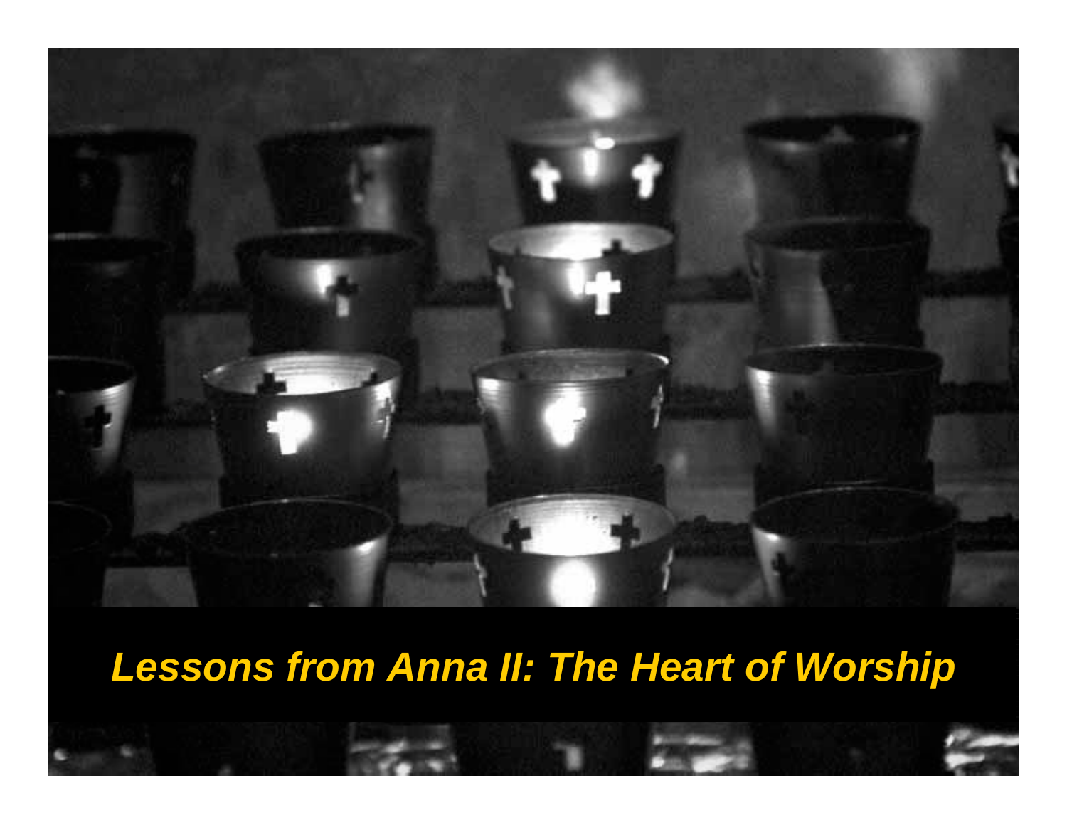# *Lessons from Anna II: The Heart of Worship*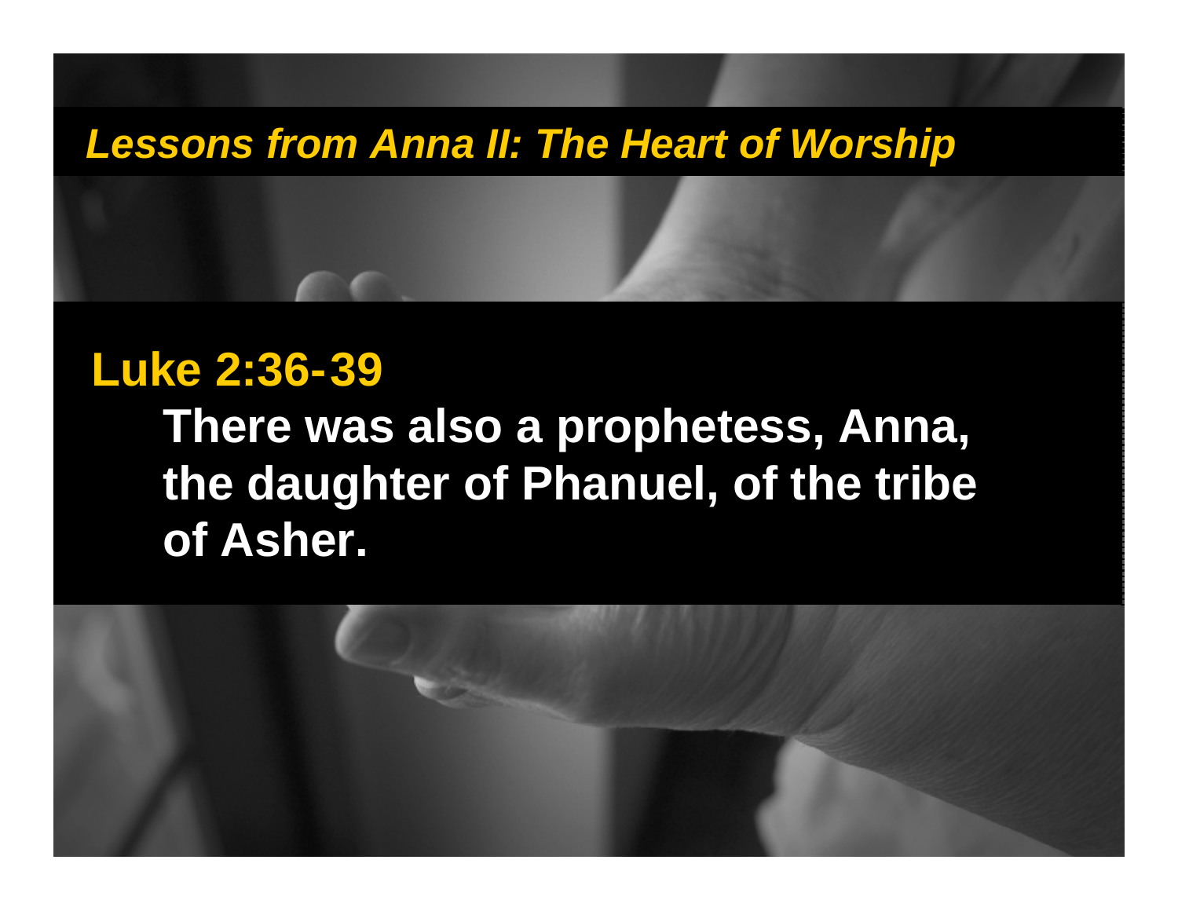*Lessons from Anna II: The Heart of Worship*

**Luke 2:36-39**

**There was also a prophetess, Anna, the daughter of Phanuel, of the tribe of Asher.**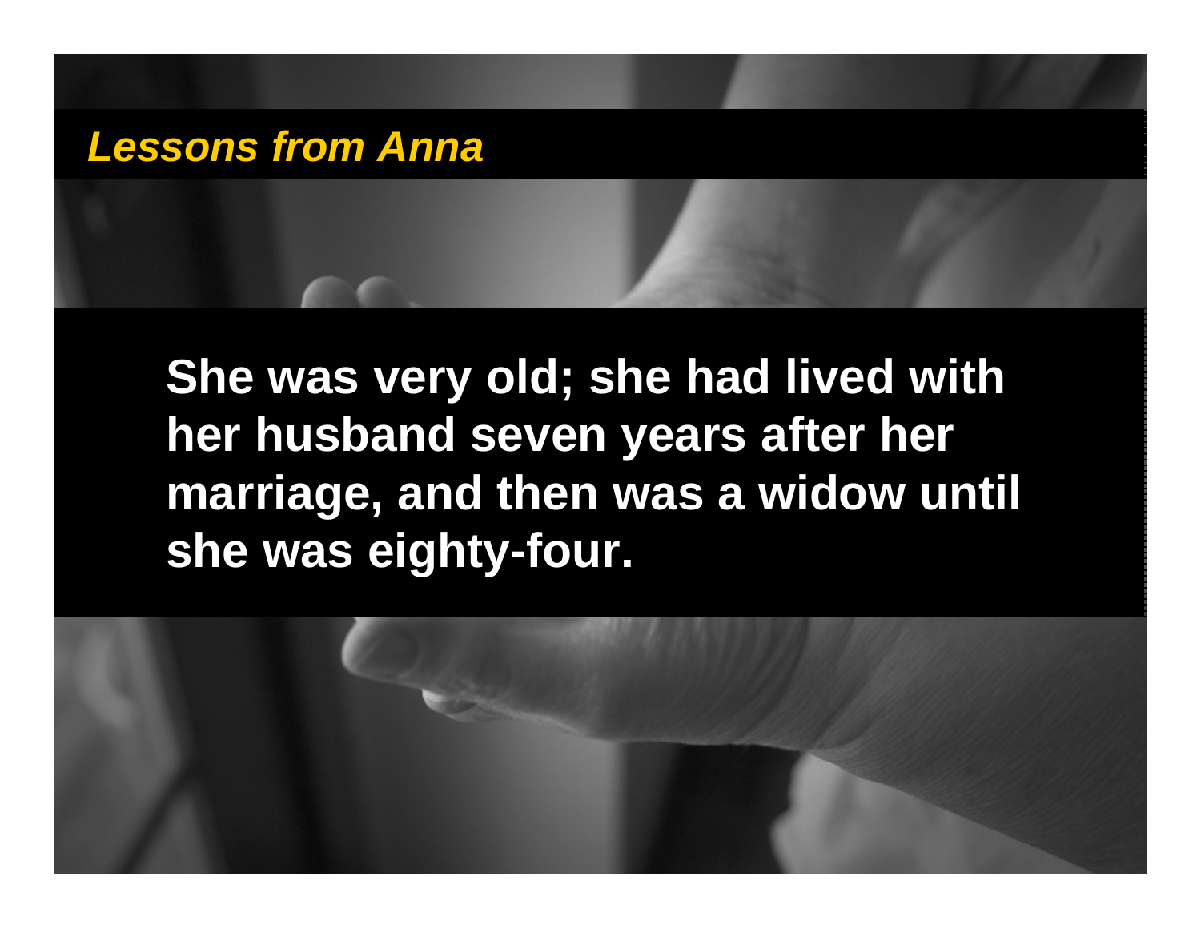*Lessons from Anna*

**She was very old; she had lived with her husband seven years after her marriage, and then was a widow until she was eighty-four.**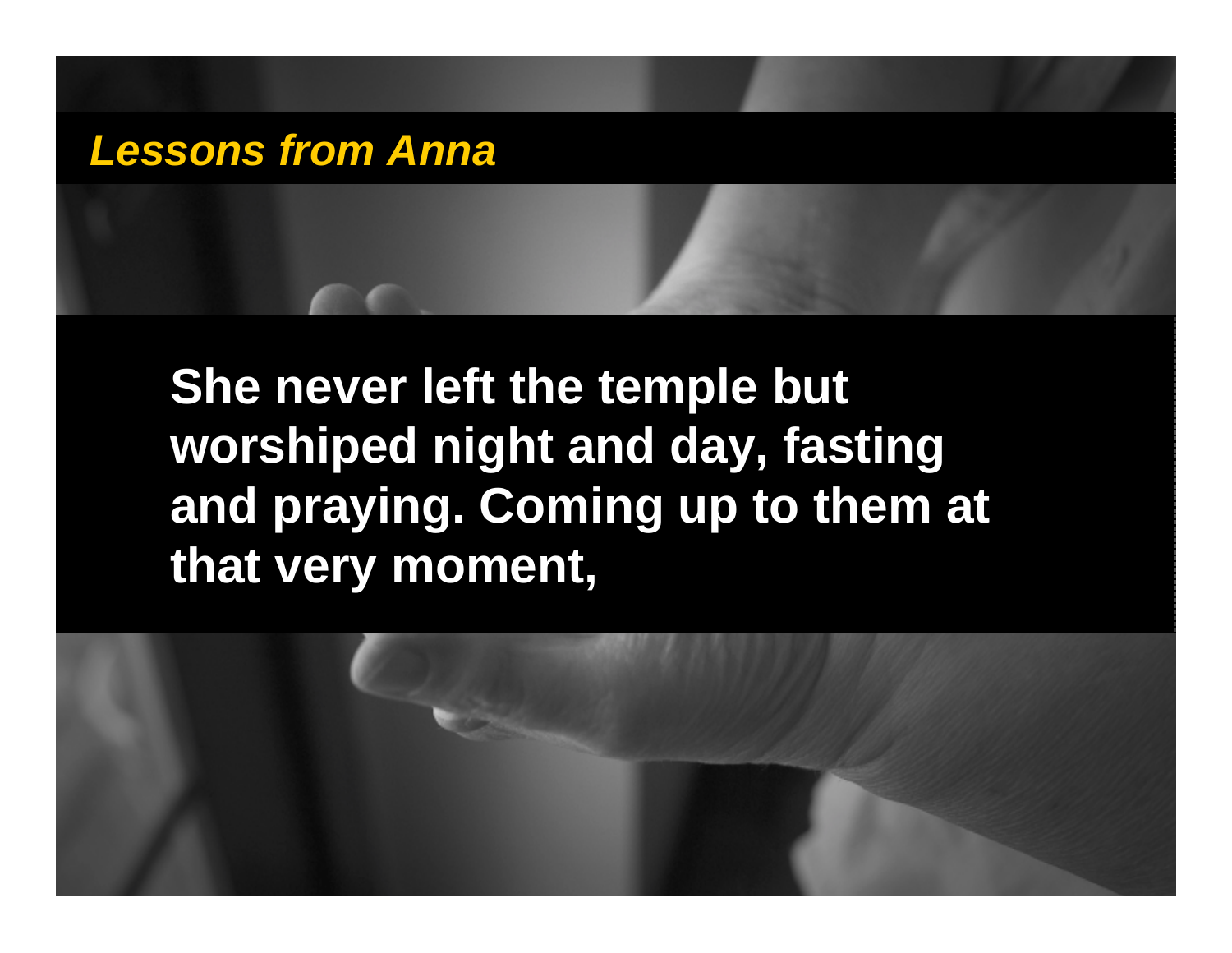## *Lessons from Anna*

**She never left the temple but worshiped night and day, fasting and praying. Coming up to them at that very moment,**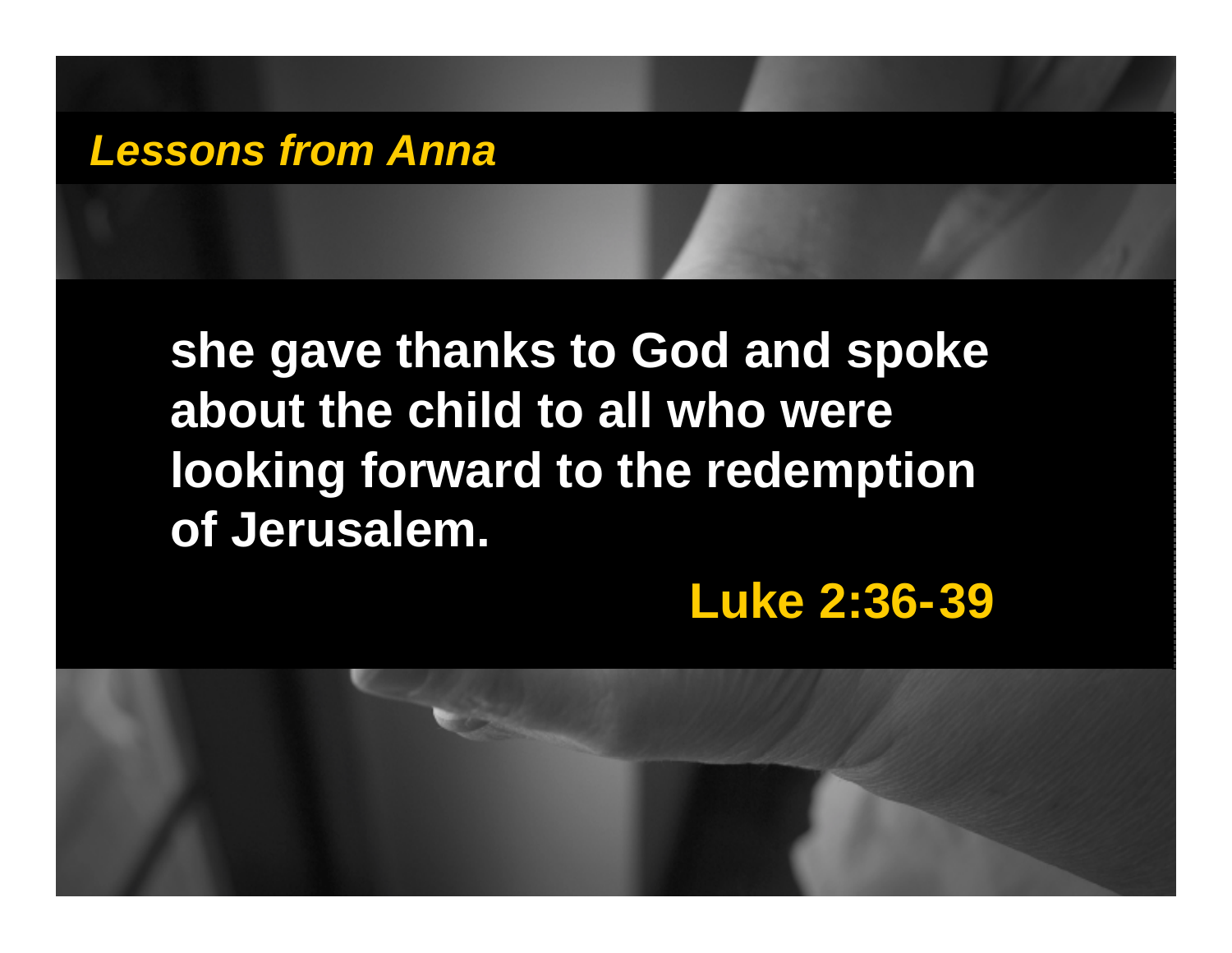## *Lessons from Anna*

**she gave thanks to God and spoke about the child to all who were looking forward to the redemption of Jerusalem.**

**Luke 2:36-39**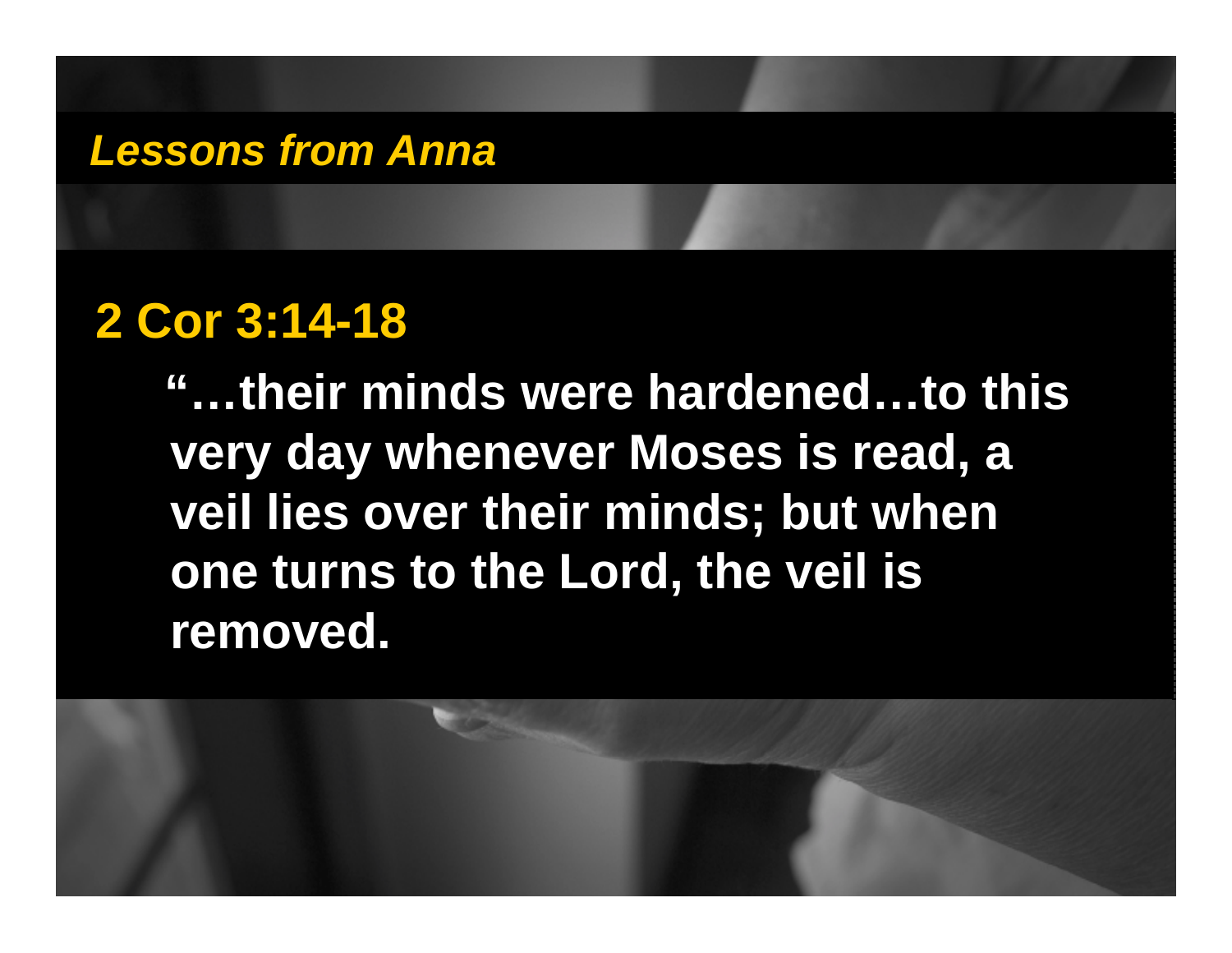*Lessons from Anna*

## 2 Cor 3:14-18

**"…their minds were hardened…to this very day whenever Moses is read, a veil lies over their minds; but when one turns to the Lord, the veil is removed.**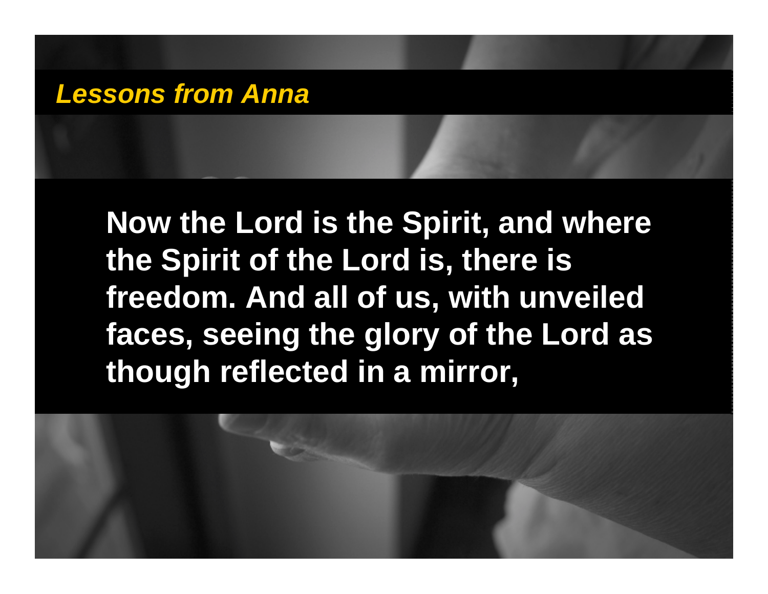## *Lessons from Anna*

**Now the Lord is the Spirit, and where the Spirit of the Lord is, there is freedom. And all of us, with unveiled faces, seeing the glory of the Lord as though reflected in a mirror,**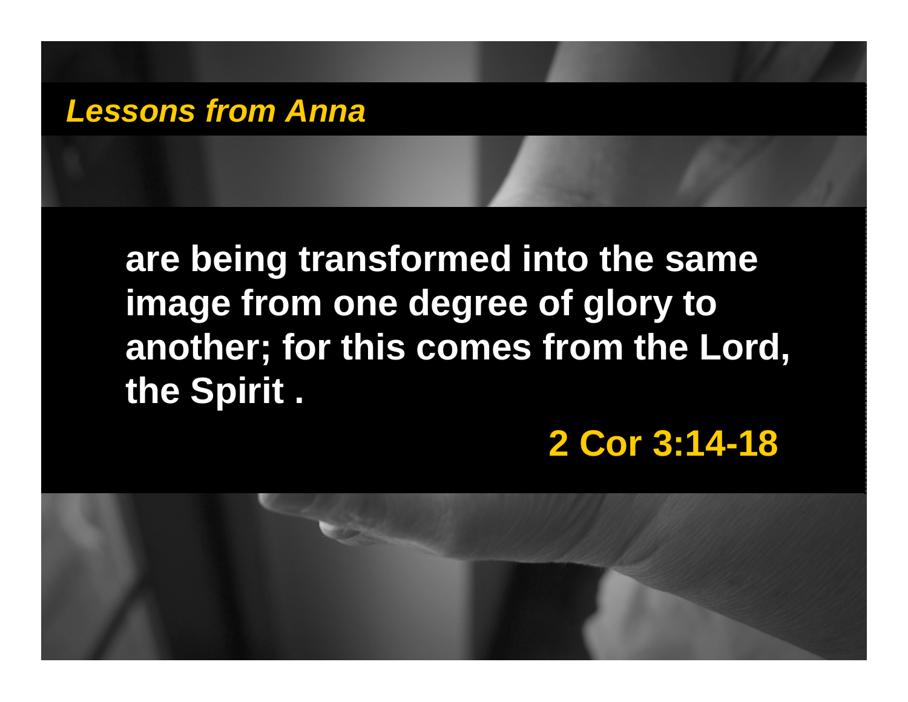*Lessons from Anna*

**are being transformed into the same image from one degree of glory to another; for this comes from the Lord, the Spirit .**

**2 Cor 3:14-18**